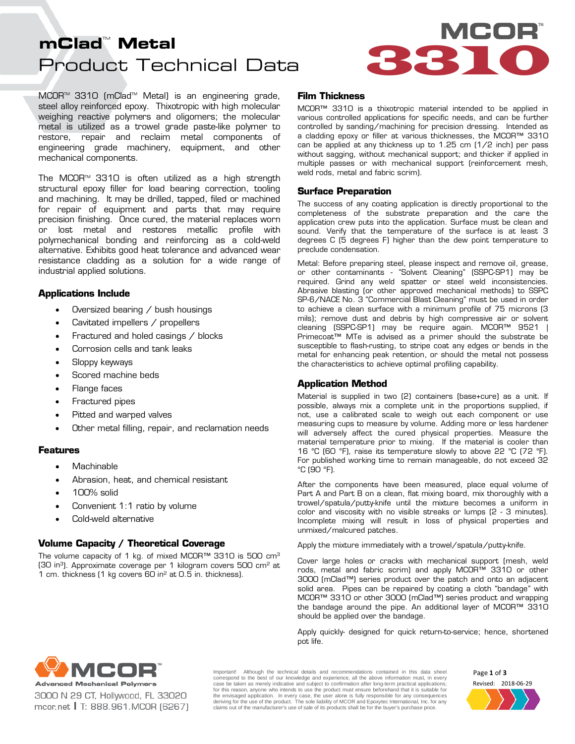# mClad™ Metal

# Product Technical Data

MCOR™ 3310

MCOR™ 3310 (mClad™ Metal) is an engineering grade, steel alloy reinforced epoxy. Thixotropic with high molecular weighing reactive polymers and oligomers; the molecular metal is utilized as a trowel grade paste-like polymer to restore, repair and reclaim metal components of engineering grade machinery, equipment, and other mechanical components.

The MCOR™ 3310 is often utilized as a high strength structural epoxy filler for load bearing correction, tooling and machining. It may be drilled, tapped, filed or machined for repair of equipment and parts that may require precision finishing. Once cured, the material replaces worn or lost metal and restores metallic profile with polymechanical bonding and reinforcing as a cold-weld alternative. Exhibits good heat tolerance and advanced wear resistance cladding as a solution for a wide range of industrial applied solutions.

## Applications Include

- Oversized bearing / bush housings
- Cavitated impellers / propellers
- Fractured and holed casings / blocks
- Corrosion cells and tank leaks
- Sloppy keyways
- Scored machine beds
- Flange faces
- Fractured pipes
- Pitted and warped valves
- Other metal filling, repair, and reclamation needs

## Features

- Machinable
- Abrasion, heat, and chemical resistant
- 100% solid
- Convenient 1:1 ratio by volume
- Cold-weld alternative

## Volume Capacity / Theoretical Coverage

The volume capacity of 1 kg. of mixed MCOR™ 3310 is 500 cm³ (30 in³). Approximate coverage per 1 kilogram covers 500 cm² at 1 cm. thickness (1 kg covers 60 in² at 0.5 in. thickness).

## Film Thickness

MCOR™ 3310 is a thixotropic material intended to be applied in various controlled applications for specific needs, and can be further controlled by sanding/machining for precision dressing. Intended as a cladding epoxy or filler at various thicknesses, the MCOR™ 3310 can be applied at any thickness up to 1.25 cm (1/2 inch) per pass without sagging, without mechanical support; and thicker if applied in multiple passes or with mechanical support (reinforcement mesh, weld rods, metal and fabric scrim).

## Surface Preparation

The success of any coating application is directly proportional to the completeness of the substrate preparation and the care the application crew puts into the application. Surface must be clean and sound. Verify that the temperature of the surface is at least 3 degrees C (5 degrees F) higher than the dew point temperature to preclude condensation.

Metal: Before preparing steel, please inspect and remove oil, grease, or other contaminants - "Solvent Cleaning" (SSPC-SP1) may be required. Grind any weld spatter or steel weld inconsistencies. Abrasive blasting (or other approved mechanical methods) to SSPC SP-6/NACE No. 3 "Commercial Blast Cleaning" must be used in order to achieve a clean surface with a minimum profile of 75 microns (3 mils); remove dust and debris by high compressive air or solvent cleaning (SSPC-SP1) may be require again. MCOR™ 9521 | Primecoat™ MTe is advised as a primer should the substrate be susceptible to flash-rusting, to stripe coat any edges or bends in the metal for enhancing peak retention, or should the metal not possess the characteristics to achieve optimal profiling capability.

## Application Method

Material is supplied in two (2) containers (base+cure) as a unit. If possible, always mix a complete unit in the proportions supplied, if not, use a calibrated scale to weigh out each component or use measuring cups to measure by volume. Adding more or less hardener will adversely affect the cured physical properties. Measure the material temperature prior to mixing. If the material is cooler than 16 °C (60 °F), raise its temperature slowly to above 22 °C (72 °F). For published working time to remain manageable, do not exceed 32 °C (90 °F).

After the components have been measured, place equal volume of Part A and Part B on a clean, flat mixing board, mix thoroughly with a trowel/spatula/putty-knife until the mixture becomes a uniform in color and viscosity with no visible streaks or lumps (2 - 3 minutes). Incomplete mixing will result in loss of physical properties and unmixed/malcured patches.

Apply the mixture immediately with a trowel/spatula/putty-knife.

Cover large holes or cracks with mechanical support (mesh, weld rods, metal and fabric scrim) and apply MCOR™ 3310 or other 3000 (mClad™) series product over the patch and onto an adjacent solid area. Pipes can be repaired by coating a cloth "bandage" with MCOR™ 3310 or other 3000 (mClad™) series product and wrapping the bandage around the pipe. An additional layer of MCOR™ 3310 should be applied over the bandage.

Apply quickly- designed for quick return-to-service; hence, shortened pot life.

MCOR™ Advanced Mechanical Polymers
3000 N 29 CT, Hollywood, FL 33020
mcor.net | T: 888.961.MCOR (6267)

Important! Although the technical details and recommendations contained in this data sheet correspond to the best of our knowledge and experience, all the above information must, in every case be taken as merely indicative and subject to confirmation after long-term practical applications; for this reason, anyone who intends to use the product must ensure beforehand that it is suitable for the envisaged application. In every case, the user alone is fully responsible for any consequences deriving for the use of the product. The sole liability of MCOR and Epoxytec International, Inc. for any claims out of the manufacturer's use of sale of its products shall be for the buyer's purchase price.

Revised: 2018-06-29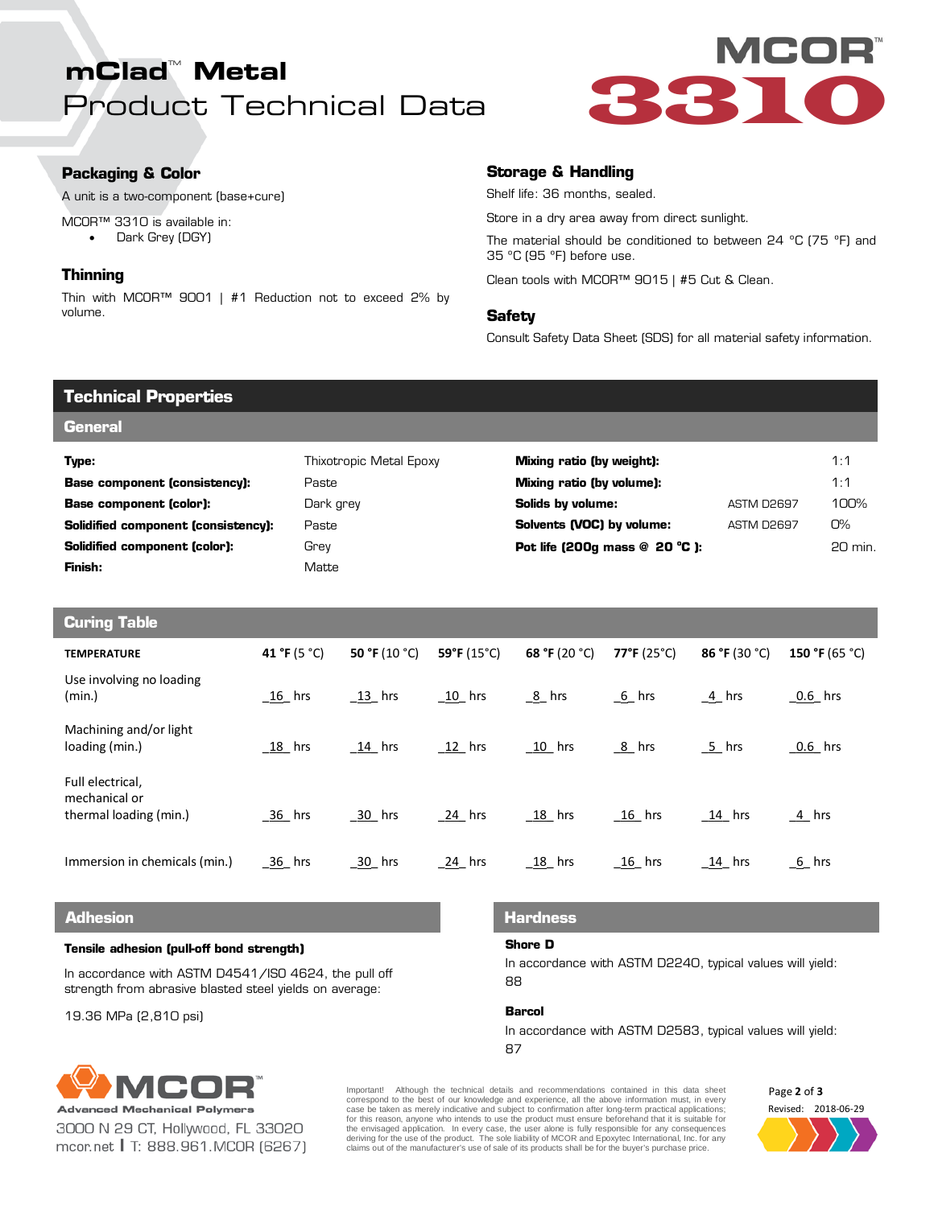# mClad™ Metal
## Product Technical Data

# MCOR™ 3310

### Packaging & Color

A unit is a two-component (base+cure)

MCOR™ 3310 is available in:

- Dark Grey (DGY)

### Thinning

Thin with MCOR™ 9001 | #1 Reduction not to exceed 2% by volume.

### Storage & Handling

Shelf life: 36 months, sealed.

Store in a dry area away from direct sunlight.

The material should be conditioned to between 24 °C (75 °F) and 35 °C (95 °F) before use.

Clean tools with MCOR™ 9015 | #5 Cut & Clean.

### Safety

Consult Safety Data Sheet (SDS) for all material safety information.

## Technical Properties

### General

| | | | | |
|---|---|---|---|---|
| **Type:** | Thixotropic Metal Epoxy | **Mixing ratio (by weight):** | | 1:1 |
| **Base component (consistency):** | Paste | **Mixing ratio (by volume):** | | 1:1 |
| **Base component (color):** | Dark grey | **Solids by volume:** | ASTM D2697 | 100% |
| **Solidified component (consistency):** | Paste | **Solvents (VOC) by volume:** | ASTM D2697 | 0% |
| **Solidified component (color):** | Grey | **Pot life (200g mass @ 20 °C ):** | | 20 min. |
| **Finish:** | Matte | | | |

### Curing Table

| TEMPERATURE | **41 °F** (5 °C) | **50 °F** (10 °C) | **59°F** (15°C) | **68 °F** (20 °C) | **77°F** (25°C) | **86 °F** (30 °C) | **150 °F** (65 °C) |
|---|---|---|---|---|---|---|---|
| Use involving no loading (min.) | 16 hrs | 13 hrs | 10 hrs | 8 hrs | 6 hrs | 4 hrs | 0.6 hrs |
| Machining and/or light loading (min.) | 18 hrs | 14 hrs | 12 hrs | 10 hrs | 8 hrs | 5 hrs | 0.6 hrs |
| Full electrical, mechanical or thermal loading (min.) | 36 hrs | 30 hrs | 24 hrs | 18 hrs | 16 hrs | 14 hrs | 4 hrs |
| Immersion in chemicals (min.) | 36 hrs | 30 hrs | 24 hrs | 18 hrs | 16 hrs | 14 hrs | 6 hrs |

### Adhesion

**Tensile adhesion (pull-off bond strength)**

In accordance with ASTM D4541/ISO 4624, the pull off strength from abrasive blasted steel yields on average:

19.36 MPa (2,810 psi)

### Hardness

**Shore D**

In accordance with ASTM D2240, typical values will yield: 88

**Barcol**

In accordance with ASTM D2583, typical values will yield: 87

MCOR™ Advanced Mechanical Polymers
3000 N 29 CT, Hollywood, FL 33020
mcor.net | T: 888.961.MCOR (6267)

Important! Although the technical details and recommendations contained in this data sheet correspond to the best of our knowledge and experience, all the above information must, in every case be taken as merely indicative and subject to confirmation after long-term practical applications; for this reason, anyone who intends to use the product must ensure beforehand that it is suitable for the envisaged application. In every case, the user alone is fully responsible for any consequences deriving for the use of the product. The sole liability of MCOR and Epoxytec International, Inc. for any claims out of the manufacturer's use of sale of its products shall be for the buyer's purchase price.

Revised: 2018-06-29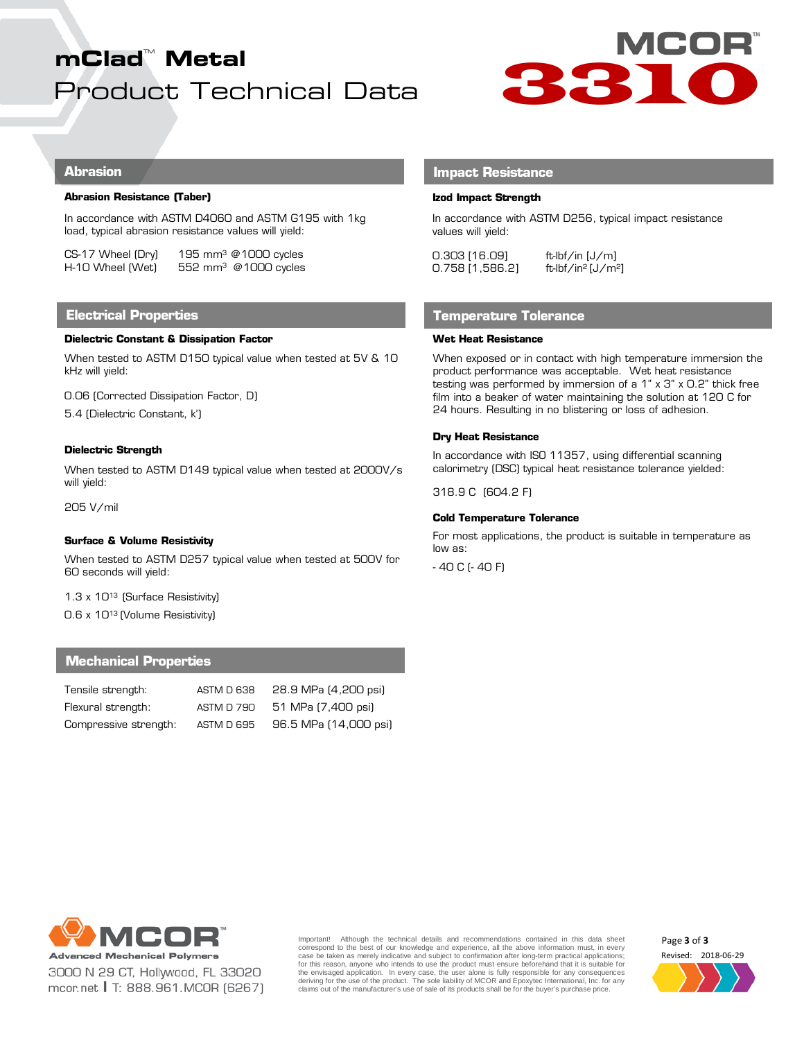# mClad™ Metal

Product Technical Data

MCOR™ 3310

## Abrasion

### Abrasion Resistance (Taber)

In accordance with ASTM D4060 and ASTM G195 with 1kg load, typical abrasion resistance values will yield:

| | |
|---|---|
| CS-17 Wheel (Dry) | 195 $mm^3$ @1000 cycles |
| H-10 Wheel (Wet) | 552 $mm^3$ @1000 cycles |

## Electrical Properties

### Dielectric Constant & Dissipation Factor

When tested to ASTM D150 typical value when tested at 5V & 10 kHz will yield:

0.06 (Corrected Dissipation Factor, D)

5.4 (Dielectric Constant, k')

### Dielectric Strength

When tested to ASTM D149 typical value when tested at 2000V/s will yield:

205 V/mil

### Surface & Volume Resistivity

When tested to ASTM D257 typical value when tested at 500V for 60 seconds will yield:

$1.3 \times 10^{13}$ (Surface Resistivity)

$0.6 \times 10^{13}$ (Volume Resistivity)

## Mechanical Properties

| | | |
|---|---|---|
| Tensile strength: | ASTM D 638 | 28.9 MPa (4,200 psi) |
| Flexural strength: | ASTM D 790 | 51 MPa (7,400 psi) |
| Compressive strength: | ASTM D 695 | 96.5 MPa (14,000 psi) |

## Impact Resistance

### Izod Impact Strength

In accordance with ASTM D256, typical impact resistance values will yield:

| | |
|---|---|
| 0.303 [16.09] | ft-lbf/in [J/m] |
| 0.758 [1,586.2] | ft-lbf/$in^2$ [J/$m^2$] |

## Temperature Tolerance

### Wet Heat Resistance

When exposed or in contact with high temperature immersion the product performance was acceptable. Wet heat resistance testing was performed by immersion of a 1" x 3" x 0.2" thick free film into a beaker of water maintaining the solution at 120 C for 24 hours. Resulting in no blistering or loss of adhesion.

### Dry Heat Resistance

In accordance with ISO 11357, using differential scanning calorimetry (DSC) typical heat resistance tolerance yielded:

318.9 C (604.2 F)

### Cold Temperature Tolerance

For most applications, the product is suitable in temperature as low as:

- 40 C (- 40 F)

MCOR™ Advanced Mechanical Polymers

3000 N 29 CT, Hollywood, FL 33020

mcor.net | T: 888.961.MCOR (6267)

Important! Although the technical details and recommendations contained in this data sheet correspond to the best of our knowledge and experience, all the above information must, in every case be taken as merely indicative and subject to confirmation after long-term practical applications; for this reason, anyone who intends to use the product must ensure beforehand that it is suitable for the envisaged application. In every case, the user alone is fully responsible for any consequences deriving for the use of the product. The sole liability of MCOR and Epoxytec International, Inc. for any claims out of the manufacturer's use of sale of its products shall be for the buyer's purchase price.

Revised: 2018-06-29